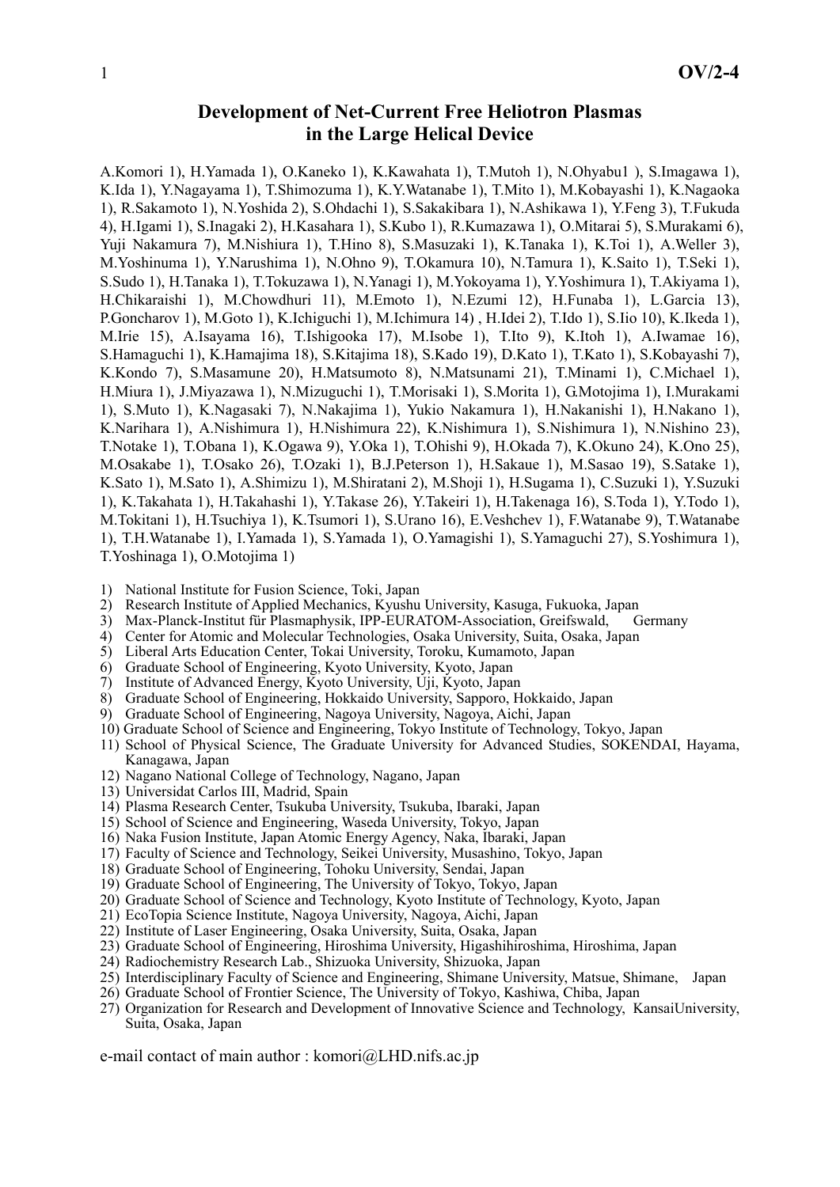# Development of Net-Current Free Heliotron Plasmas in the Large Helical Device

A.Komori 1), H.Yamada 1), O.Kaneko 1), K.Kawahata 1), T.Mutoh 1), N.Ohyabu1 ), S.Imagawa 1), K.Ida 1), Y.Nagayama 1), T.Shimozuma 1), K.Y.Watanabe 1), T.Mito 1), M.Kobayashi 1), K.Nagaoka 1), R.Sakamoto 1), N.Yoshida 2), S.Ohdachi 1), S.Sakakibara 1), N.Ashikawa 1), Y.Feng 3), T.Fukuda 4), H.Igami 1), S.Inagaki 2), H.Kasahara 1), S.Kubo 1), R.Kumazawa 1), O.Mitarai 5), S.Murakami 6), Yuji Nakamura 7), M.Nishiura 1), T.Hino 8), S.Masuzaki 1), K.Tanaka 1), K.Toi 1), A.Weller 3), M.Yoshinuma 1), Y.Narushima 1), N.Ohno 9), T.Okamura 10), N.Tamura 1), K.Saito 1), T.Seki 1), S.Sudo 1), H.Tanaka 1), T.Tokuzawa 1), N.Yanagi 1), M.Yokoyama 1), Y.Yoshimura 1), T.Akiyama 1), H.Chikaraishi 1), M.Chowdhuri 11), M.Emoto 1), N.Ezumi 12), H.Funaba 1), L.Garcia 13), P.Goncharov 1), M.Goto 1), K.Ichiguchi 1), M.Ichimura 14) , H.Idei 2), T.Ido 1), S.Iio 10), K.Ikeda 1), M.Irie 15), A.Isayama 16), T.Ishigooka 17), M.Isobe 1), T.Ito 9), K.Itoh 1), A.Iwamae 16), S.Hamaguchi 1), K.Hamajima 18), S.Kitajima 18), S.Kado 19), D.Kato 1), T.Kato 1), S.Kobayashi 7), K.Kondo 7), S.Masamune 20), H.Matsumoto 8), N.Matsunami 21), T.Minami 1), C.Michael 1), H.Miura 1), J.Miyazawa 1), N.Mizuguchi 1), T.Morisaki 1), S.Morita 1), G.Motojima 1), I.Murakami 1), S.Muto 1), K.Nagasaki 7), N.Nakajima 1), Yukio Nakamura 1), H.Nakanishi 1), H.Nakano 1), K.Narihara 1), A.Nishimura 1), H.Nishimura 22), K.Nishimura 1), S.Nishimura 1), N.Nishino 23), T.Notake 1), T.Obana 1), K.Ogawa 9), Y.Oka 1), T.Ohishi 9), H.Okada 7), K.Okuno 24), K.Ono 25), M.Osakabe 1), T.Osako 26), T.Ozaki 1), B.J.Peterson 1), H.Sakaue 1), M.Sasao 19), S.Satake 1), K.Sato 1), M.Sato 1), A.Shimizu 1), M.Shiratani 2), M.Shoji 1), H.Sugama 1), C.Suzuki 1), Y.Suzuki 1), K.Takahata 1), H.Takahashi 1), Y.Takase 26), Y.Takeiri 1), H.Takenaga 16), S.Toda 1), Y.Todo 1), M.Tokitani 1), H.Tsuchiya 1), K.Tsumori 1), S.Urano 16), E.Veshchev 1), F.Watanabe 9), T.Watanabe 1), T.H.Watanabe 1), I.Yamada 1), S.Yamada 1), O.Yamagishi 1), S.Yamaguchi 27), S.Yoshimura 1), T.Yoshinaga 1), O.Motojima 1)

1) National Institute for Fusion Science, Toki, Japan
2) Research Institute of Applied Mechanics, Kyushu University, Kasuga, Fukuoka, Japan
3) Max-Planck-Institut für Plasmaphysik, IPP-EURATOM-Association, Greifswald, Germany
4) Center for Atomic and Molecular Technologies, Osaka University, Suita, Osaka, Japan
5) Liberal Arts Education Center, Tokai University, Toroku, Kumamoto, Japan
6) Graduate School of Engineering, Kyoto University, Kyoto, Japan
7) Institute of Advanced Energy, Kyoto University, Uji, Kyoto, Japan
8) Graduate School of Engineering, Hokkaido University, Sapporo, Hokkaido, Japan
9) Graduate School of Engineering, Nagoya University, Nagoya, Aichi, Japan
10) Graduate School of Science and Engineering, Tokyo Institute of Technology, Tokyo, Japan
11) School of Physical Science, The Graduate University for Advanced Studies, SOKENDAI, Hayama, Kanagawa, Japan
12) Nagano National College of Technology, Nagano, Japan
13) Universidat Carlos III, Madrid, Spain
14) Plasma Research Center, Tsukuba University, Tsukuba, Ibaraki, Japan
15) School of Science and Engineering, Waseda University, Tokyo, Japan
16) Naka Fusion Institute, Japan Atomic Energy Agency, Naka, Ibaraki, Japan
17) Faculty of Science and Technology, Seikei University, Musashino, Tokyo, Japan
18) Graduate School of Engineering, Tohoku University, Sendai, Japan
19) Graduate School of Engineering, The University of Tokyo, Tokyo, Japan
20) Graduate School of Science and Technology, Kyoto Institute of Technology, Kyoto, Japan
21) EcoTopia Science Institute, Nagoya University, Nagoya, Aichi, Japan
22) Institute of Laser Engineering, Osaka University, Suita, Osaka, Japan
23) Graduate School of Engineering, Hiroshima University, Higashihiroshima, Hiroshima, Japan
24) Radiochemistry Research Lab., Shizuoka University, Shizuoka, Japan
25) Interdisciplinary Faculty of Science and Engineering, Shimane University, Matsue, Shimane, Japan
26) Graduate School of Frontier Science, The University of Tokyo, Kashiwa, Chiba, Japan
27) Organization for Research and Development of Innovative Science and Technology, KansaiUniversity, Suita, Osaka, Japan

e-mail contact of main author : komori@LHD.nifs.ac.jp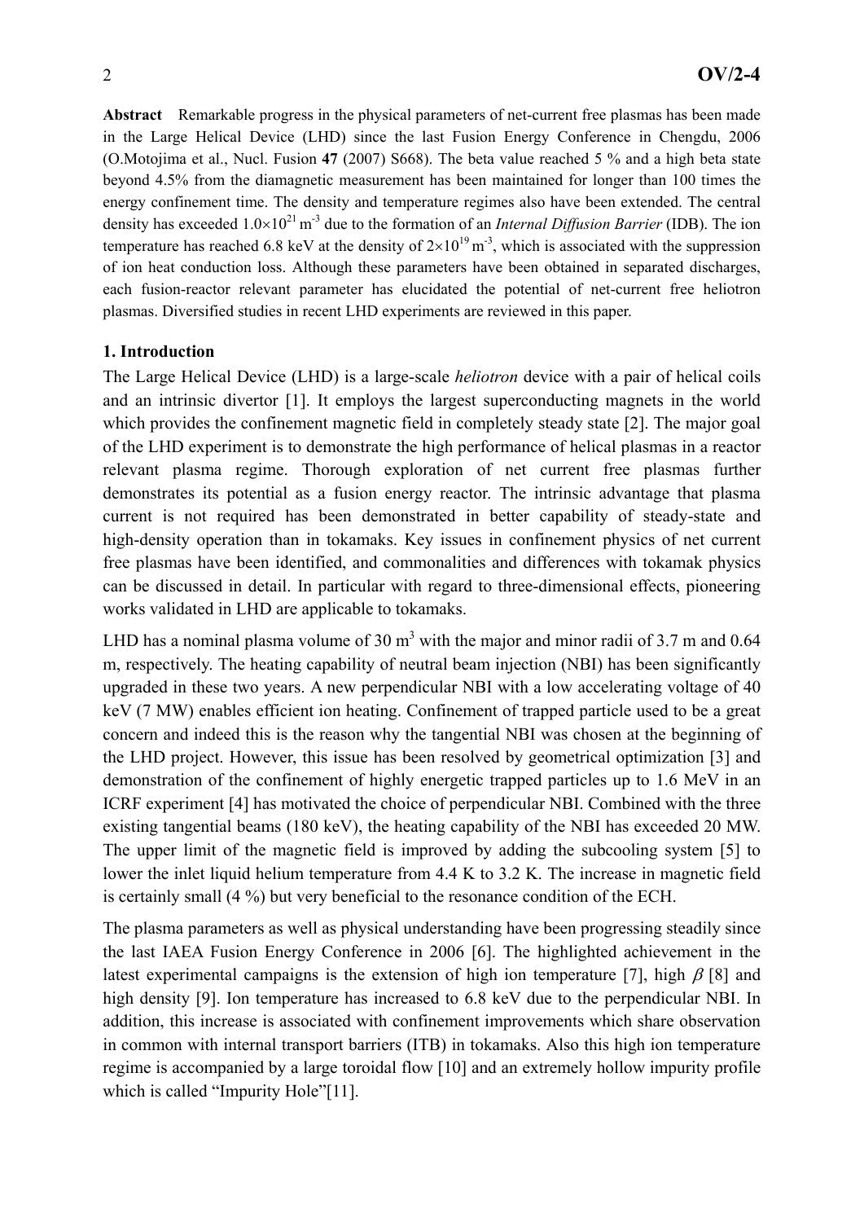**Abstract** Remarkable progress in the physical parameters of net-current free plasmas has been made in the Large Helical Device (LHD) since the last Fusion Energy Conference in Chengdu, 2006 (O.Motojima et al., Nucl. Fusion **47** (2007) S668). The beta value reached 5 % and a high beta state beyond 4.5% from the diamagnetic measurement has been maintained for longer than 100 times the energy confinement time. The density and temperature regimes also have been extended. The central density has exceeded $1.0\times10^{21}$ m$^{-3}$ due to the formation of an *Internal Diffusion Barrier* (IDB). The ion temperature has reached 6.8 keV at the density of $2\times10^{19}$ m$^{-3}$, which is associated with the suppression of ion heat conduction loss. Although these parameters have been obtained in separated discharges, each fusion-reactor relevant parameter has elucidated the potential of net-current free heliotron plasmas. Diversified studies in recent LHD experiments are reviewed in this paper.

## 1. Introduction

The Large Helical Device (LHD) is a large-scale *heliotron* device with a pair of helical coils and an intrinsic divertor [1]. It employs the largest superconducting magnets in the world which provides the confinement magnetic field in completely steady state [2]. The major goal of the LHD experiment is to demonstrate the high performance of helical plasmas in a reactor relevant plasma regime. Thorough exploration of net current free plasmas further demonstrates its potential as a fusion energy reactor. The intrinsic advantage that plasma current is not required has been demonstrated in better capability of steady-state and high-density operation than in tokamaks. Key issues in confinement physics of net current free plasmas have been identified, and commonalities and differences with tokamak physics can be discussed in detail. In particular with regard to three-dimensional effects, pioneering works validated in LHD are applicable to tokamaks.

LHD has a nominal plasma volume of 30 m$^3$ with the major and minor radii of 3.7 m and 0.64 m, respectively. The heating capability of neutral beam injection (NBI) has been significantly upgraded in these two years. A new perpendicular NBI with a low accelerating voltage of 40 keV (7 MW) enables efficient ion heating. Confinement of trapped particle used to be a great concern and indeed this is the reason why the tangential NBI was chosen at the beginning of the LHD project. However, this issue has been resolved by geometrical optimization [3] and demonstration of the confinement of highly energetic trapped particles up to 1.6 MeV in an ICRF experiment [4] has motivated the choice of perpendicular NBI. Combined with the three existing tangential beams (180 keV), the heating capability of the NBI has exceeded 20 MW. The upper limit of the magnetic field is improved by adding the subcooling system [5] to lower the inlet liquid helium temperature from 4.4 K to 3.2 K. The increase in magnetic field is certainly small (4 %) but very beneficial to the resonance condition of the ECH.

The plasma parameters as well as physical understanding have been progressing steadily since the last IAEA Fusion Energy Conference in 2006 [6]. The highlighted achievement in the latest experimental campaigns is the extension of high ion temperature [7], high $\beta$ [8] and high density [9]. Ion temperature has increased to 6.8 keV due to the perpendicular NBI. In addition, this increase is associated with confinement improvements which share observation in common with internal transport barriers (ITB) in tokamaks. Also this high ion temperature regime is accompanied by a large toroidal flow [10] and an extremely hollow impurity profile which is called "Impurity Hole"[11].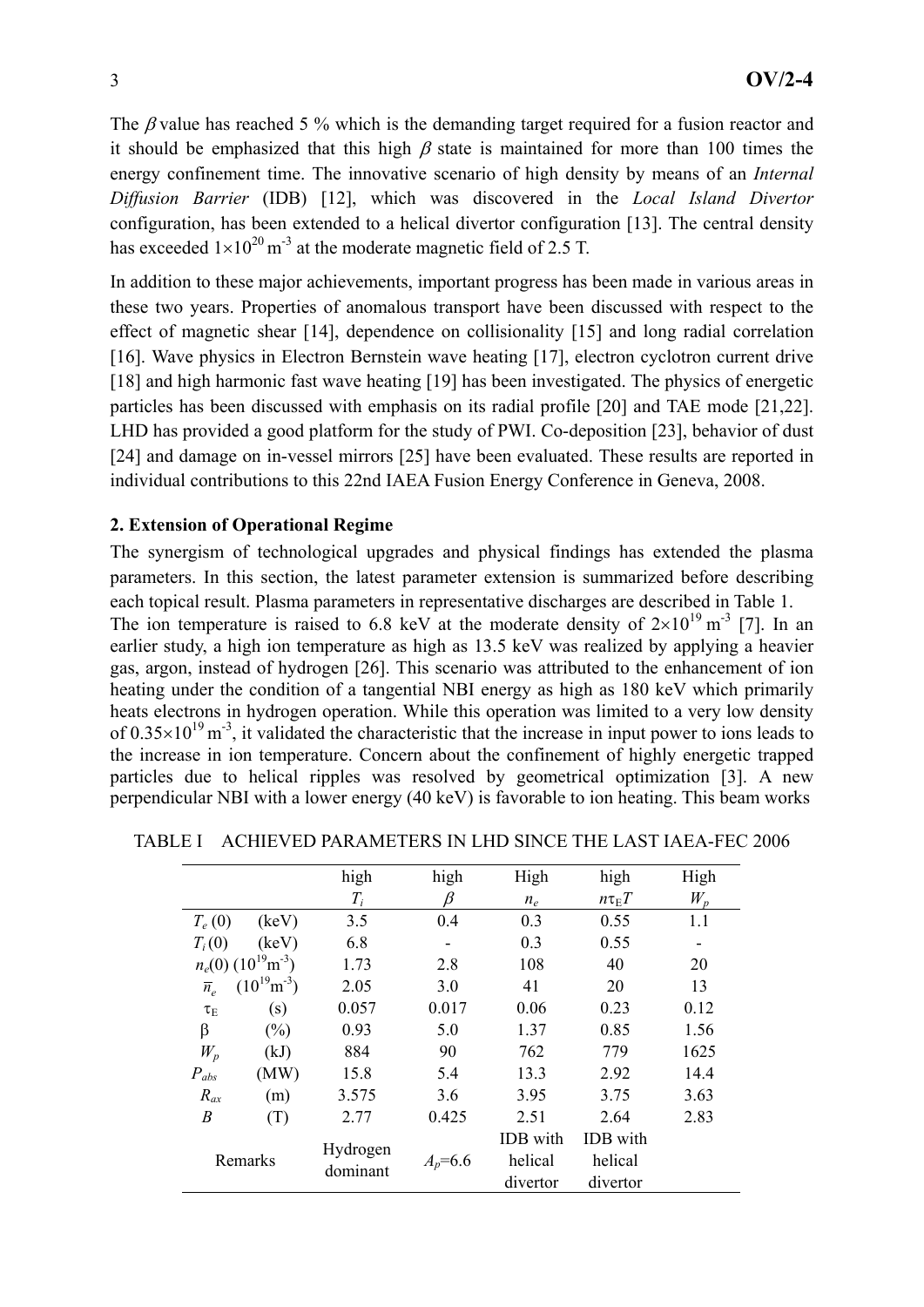The $\beta$ value has reached 5 % which is the demanding target required for a fusion reactor and it should be emphasized that this high $\beta$ state is maintained for more than 100 times the energy confinement time. The innovative scenario of high density by means of an *Internal Diffusion Barrier* (IDB) [12], which was discovered in the *Local Island Divertor* configuration, has been extended to a helical divertor configuration [13]. The central density has exceeded $1\times10^{20}$ m$^{-3}$ at the moderate magnetic field of 2.5 T.

In addition to these major achievements, important progress has been made in various areas in these two years. Properties of anomalous transport have been discussed with respect to the effect of magnetic shear [14], dependence on collisionality [15] and long radial correlation [16]. Wave physics in Electron Bernstein wave heating [17], electron cyclotron current drive [18] and high harmonic fast wave heating [19] has been investigated. The physics of energetic particles has been discussed with emphasis on its radial profile [20] and TAE mode [21,22]. LHD has provided a good platform for the study of PWI. Co-deposition [23], behavior of dust [24] and damage on in-vessel mirrors [25] have been evaluated. These results are reported in individual contributions to this 22nd IAEA Fusion Energy Conference in Geneva, 2008.

## 2. Extension of Operational Regime

The synergism of technological upgrades and physical findings has extended the plasma parameters. In this section, the latest parameter extension is summarized before describing each topical result. Plasma parameters in representative discharges are described in Table 1.

The ion temperature is raised to 6.8 keV at the moderate density of $2\times10^{19}$ m$^{-3}$ [7]. In an earlier study, a high ion temperature as high as 13.5 keV was realized by applying a heavier gas, argon, instead of hydrogen [26]. This scenario was attributed to the enhancement of ion heating under the condition of a tangential NBI energy as high as 180 keV which primarily heats electrons in hydrogen operation. While this operation was limited to a very low density of $0.35\times10^{19}$ m$^{-3}$, it validated the characteristic that the increase in input power to ions leads to the increase in ion temperature. Concern about the confinement of highly energetic trapped particles due to helical ripples was resolved by geometrical optimization [3]. A new perpendicular NBI with a lower energy (40 keV) is favorable to ion heating. This beam works

TABLE I ACHIEVED PARAMETERS IN LHD SINCE THE LAST IAEA-FEC 2006

| | high $T_i$ | high $\beta$ | High $n_e$ | high $n\tau_E T$ | High $W_p$ |
|---|---|---|---|---|---|
| $T_e(0)$ (keV) | 3.5 | 0.4 | 0.3 | 0.55 | 1.1 |
| $T_i(0)$ (keV) | 6.8 | - | 0.3 | 0.55 | - |
| $n_e(0)$ ($10^{19}$m$^{-3}$) | 1.73 | 2.8 | 108 | 40 | 20 |
| $\overline{n}_e$ ($10^{19}$m$^{-3}$) | 2.05 | 3.0 | 41 | 20 | 13 |
| $\tau_E$ (s) | 0.057 | 0.017 | 0.06 | 0.23 | 0.12 |
| $\beta$ (%) | 0.93 | 5.0 | 1.37 | 0.85 | 1.56 |
| $W_p$ (kJ) | 884 | 90 | 762 | 779 | 1625 |
| $P_{abs}$ (MW) | 15.8 | 5.4 | 13.3 | 2.92 | 14.4 |
| $R_{ax}$ (m) | 3.575 | 3.6 | 3.95 | 3.75 | 3.63 |
| $B$ (T) | 2.77 | 0.425 | 2.51 | 2.64 | 2.83 |
| Remarks | Hydrogen dominant | $A_p$=6.6 | IDB with helical divertor | IDB with helical divertor | |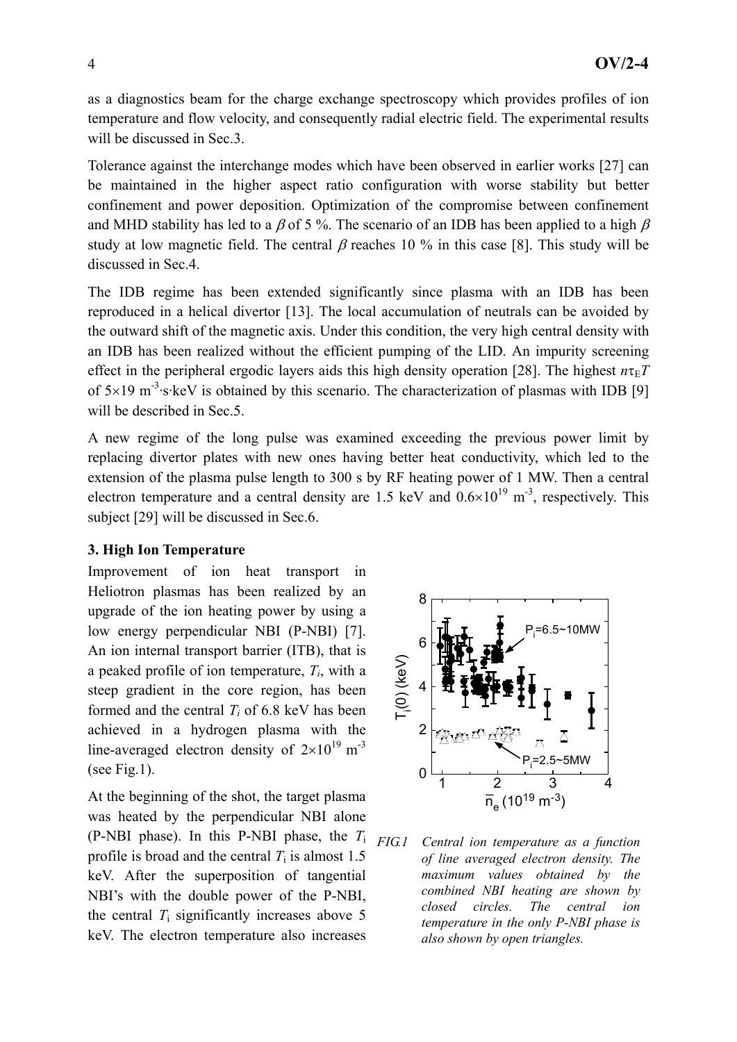as a diagnostics beam for the charge exchange spectroscopy which provides profiles of ion temperature and flow velocity, and consequently radial electric field. The experimental results will be discussed in Sec.3.

Tolerance against the interchange modes which have been observed in earlier works [27] can be maintained in the higher aspect ratio configuration with worse stability but better confinement and power deposition. Optimization of the compromise between confinement and MHD stability has led to a $\beta$ of 5 %. The scenario of an IDB has been applied to a high $\beta$ study at low magnetic field. The central $\beta$ reaches 10 % in this case [8]. This study will be discussed in Sec.4.

The IDB regime has been extended significantly since plasma with an IDB has been reproduced in a helical divertor [13]. The local accumulation of neutrals can be avoided by the outward shift of the magnetic axis. Under this condition, the very high central density with an IDB has been realized without the efficient pumping of the LID. An impurity screening effect in the peripheral ergodic layers aids this high density operation [28]. The highest $n\tau_E T$ of $5\times19$ $m^{-3}\cdot s\cdot keV$ is obtained by this scenario. The characterization of plasmas with IDB [9] will be described in Sec.5.

A new regime of the long pulse was examined exceeding the previous power limit by replacing divertor plates with new ones having better heat conductivity, which led to the extension of the plasma pulse length to 300 s by RF heating power of 1 MW. Then a central electron temperature and a central density are 1.5 keV and $0.6\times10^{19}$ $m^{-3}$, respectively. This subject [29] will be discussed in Sec.6.

### 3. High Ion Temperature

Improvement of ion heat transport in Heliotron plasmas has been realized by an upgrade of the ion heating power by using a low energy perpendicular NBI (P-NBI) [7]. An ion internal transport barrier (ITB), that is a peaked profile of ion temperature, $T_i$, with a steep gradient in the core region, has been formed and the central $T_i$ of 6.8 keV has been achieved in a hydrogen plasma with the line-averaged electron density of $2\times10^{19}$ $m^{-3}$ (see Fig.1).

At the beginning of the shot, the target plasma was heated by the perpendicular NBI alone (P-NBI phase). In this P-NBI phase, the $T_i$ profile is broad and the central $T_i$ is almost 1.5 keV. After the superposition of tangential NBI's with the double power of the P-NBI, the central $T_i$ significantly increases above 5 keV. The electron temperature also increases

*FIG.1 Central ion temperature as a function of line averaged electron density. The maximum values obtained by the combined NBI heating are shown by closed circles. The central ion temperature in the only P-NBI phase is also shown by open triangles.*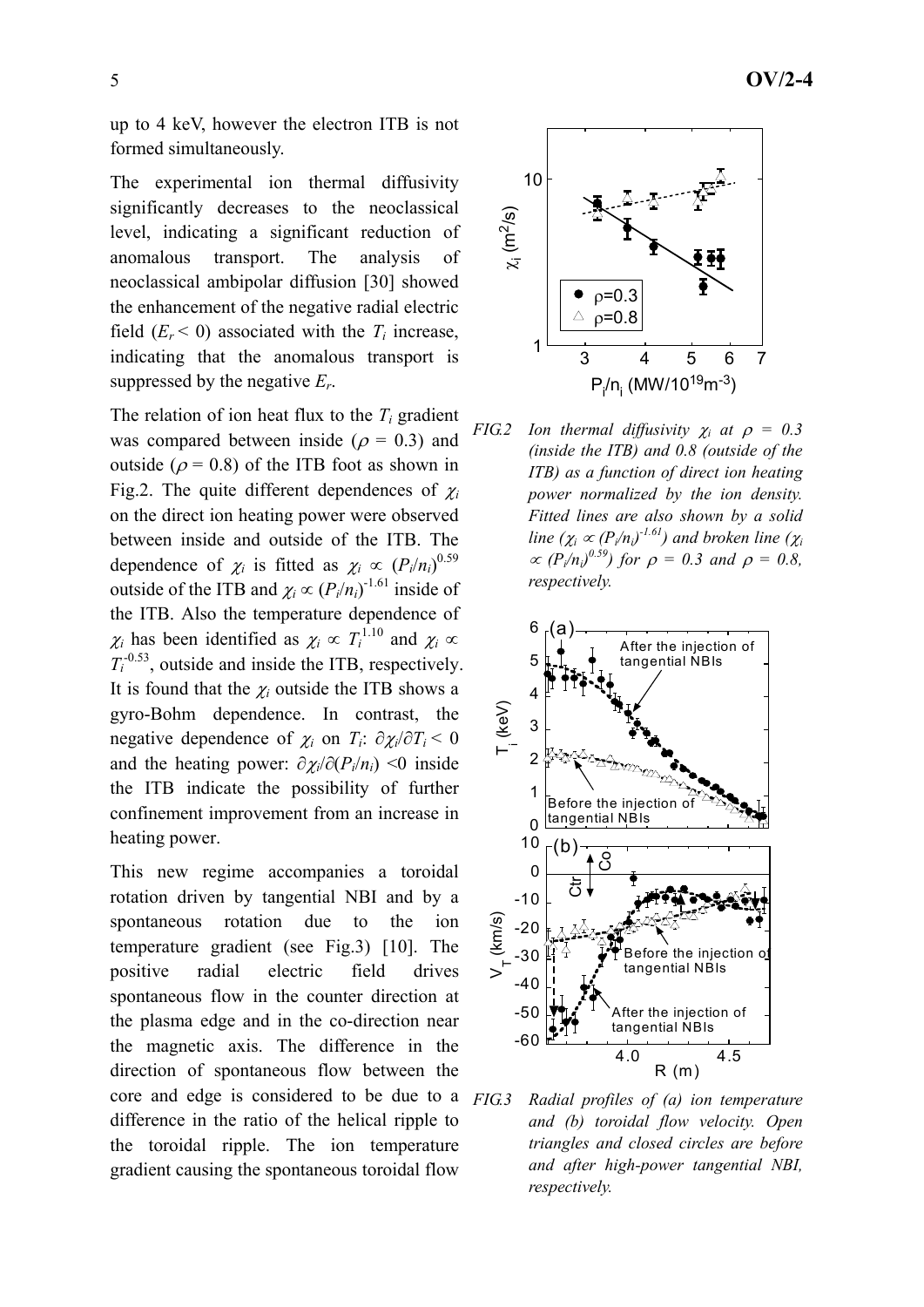up to 4 keV, however the electron ITB is not formed simultaneously.

The experimental ion thermal diffusivity significantly decreases to the neoclassical level, indicating a significant reduction of anomalous transport. The analysis of neoclassical ambipolar diffusion [30] showed the enhancement of the negative radial electric field ($E_r < 0$) associated with the $T_i$ increase, indicating that the anomalous transport is suppressed by the negative $E_r$.

The relation of ion heat flux to the $T_i$ gradient was compared between inside ($\rho = 0.3$) and outside ($\rho = 0.8$) of the ITB foot as shown in Fig.2. The quite different dependences of $\chi_i$ on the direct ion heating power were observed between inside and outside of the ITB. The dependence of $\chi_i$ is fitted as $\chi_i \propto (P_i/n_i)^{0.59}$ outside of the ITB and $\chi_i \propto (P_i/n_i)^{-1.61}$ inside of the ITB. Also the temperature dependence of $\chi_i$ has been identified as $\chi_i \propto T_i^{1.10}$ and $\chi_i \propto T_i^{-0.53}$, outside and inside the ITB, respectively. It is found that the $\chi_i$ outside the ITB shows a gyro-Bohm dependence. In contrast, the negative dependence of $\chi_i$ on $T_i$: $\partial\chi_i/\partial T_i < 0$ and the heating power: $\partial\chi_i/\partial(P_i/n_i) < 0$ inside the ITB indicate the possibility of further confinement improvement from an increase in heating power.

*FIG.2 Ion thermal diffusivity $\chi_i$ at $\rho = 0.3$ (inside the ITB) and 0.8 (outside of the ITB) as a function of direct ion heating power normalized by the ion density. Fitted lines are also shown by a solid line ($\chi_i \propto (P_i/n_i)^{-1.61}$) and broken line ($\chi_i \propto (P_i/n_i)^{0.59}$) for $\rho = 0.3$ and $\rho = 0.8$, respectively.*

This new regime accompanies a toroidal rotation driven by tangential NBI and by a spontaneous rotation due to the ion temperature gradient (see Fig.3) [10]. The positive radial electric field drives spontaneous flow in the counter direction at the plasma edge and in the co-direction near the magnetic axis. The difference in the direction of spontaneous flow between the core and edge is considered to be due to a difference in the ratio of the helical ripple to the toroidal ripple. The ion temperature gradient causing the spontaneous toroidal flow

*FIG.3 Radial profiles of (a) ion temperature and (b) toroidal flow velocity. Open triangles and closed circles are before and after high-power tangential NBI, respectively.*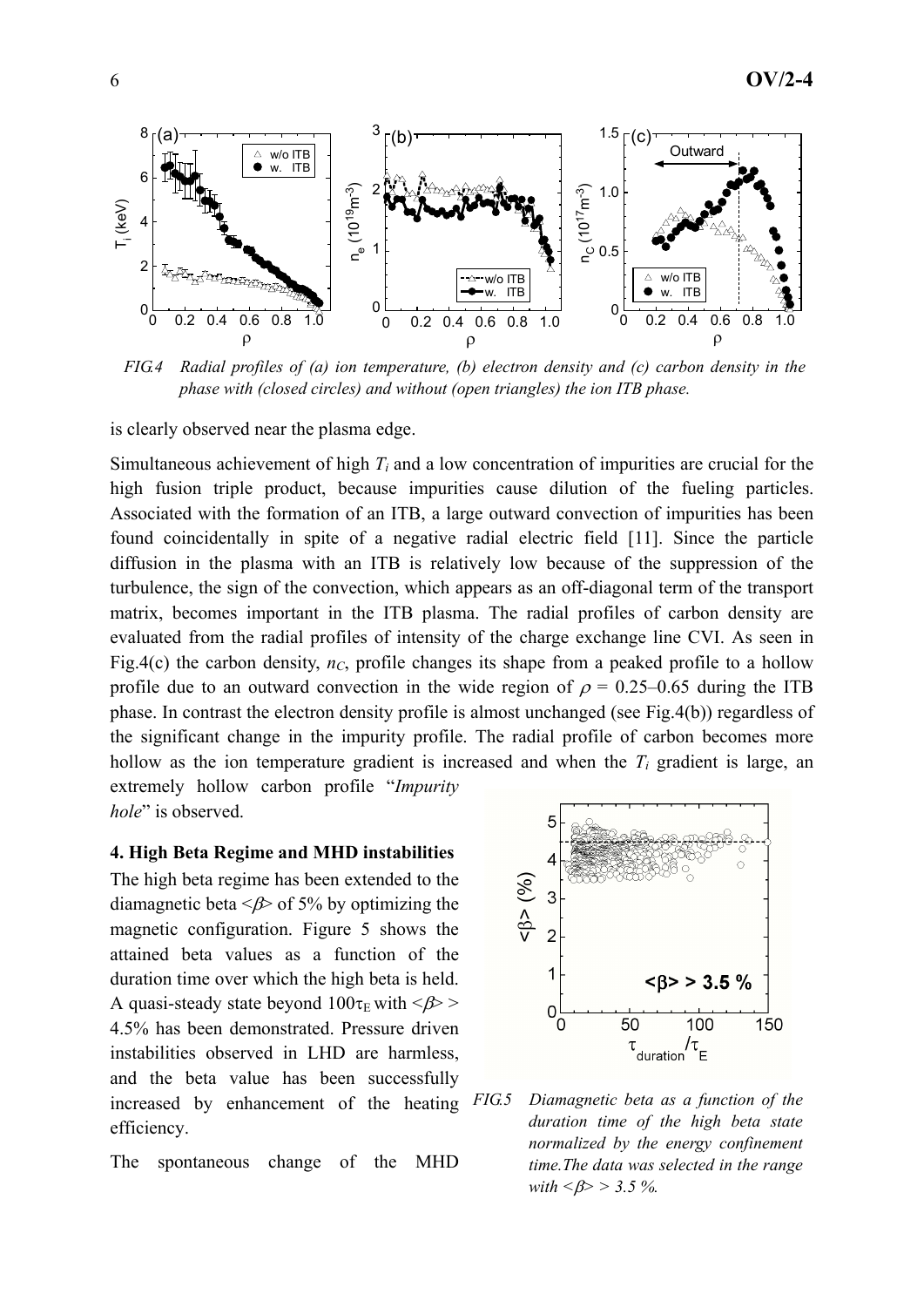*FIG.4 Radial profiles of (a) ion temperature, (b) electron density and (c) carbon density in the phase with (closed circles) and without (open triangles) the ion ITB phase.*

is clearly observed near the plasma edge.

Simultaneous achievement of high $T_i$ and a low concentration of impurities are crucial for the high fusion triple product, because impurities cause dilution of the fueling particles. Associated with the formation of an ITB, a large outward convection of impurities has been found coincidentally in spite of a negative radial electric field [11]. Since the particle diffusion in the plasma with an ITB is relatively low because of the suppression of the turbulence, the sign of the convection, which appears as an off-diagonal term of the transport matrix, becomes important in the ITB plasma. The radial profiles of carbon density are evaluated from the radial profiles of intensity of the charge exchange line CVI. As seen in Fig.4(c) the carbon density, $n_C$, profile changes its shape from a peaked profile to a hollow profile due to an outward convection in the wide region of $\rho$ = 0.25–0.65 during the ITB phase. In contrast the electron density profile is almost unchanged (see Fig.4(b)) regardless of the significant change in the impurity profile. The radial profile of carbon becomes more hollow as the ion temperature gradient is increased and when the $T_i$ gradient is large, an extremely hollow carbon profile "*Impurity hole*" is observed.

## 4. High Beta Regime and MHD instabilities

The high beta regime has been extended to the diamagnetic beta $<\beta>$ of 5% by optimizing the magnetic configuration. Figure 5 shows the attained beta values as a function of the duration time over which the high beta is held. A quasi-steady state beyond $100\tau_E$ with $<\beta>$ > 4.5% has been demonstrated. Pressure driven instabilities observed in LHD are harmless, and the beta value has been successfully increased by enhancement of the heating efficiency.

*FIG.5 Diamagnetic beta as a function of the duration time of the high beta state normalized by the energy confinement time.The data was selected in the range with $<\beta>$ > 3.5 %.*

The spontaneous change of the MHD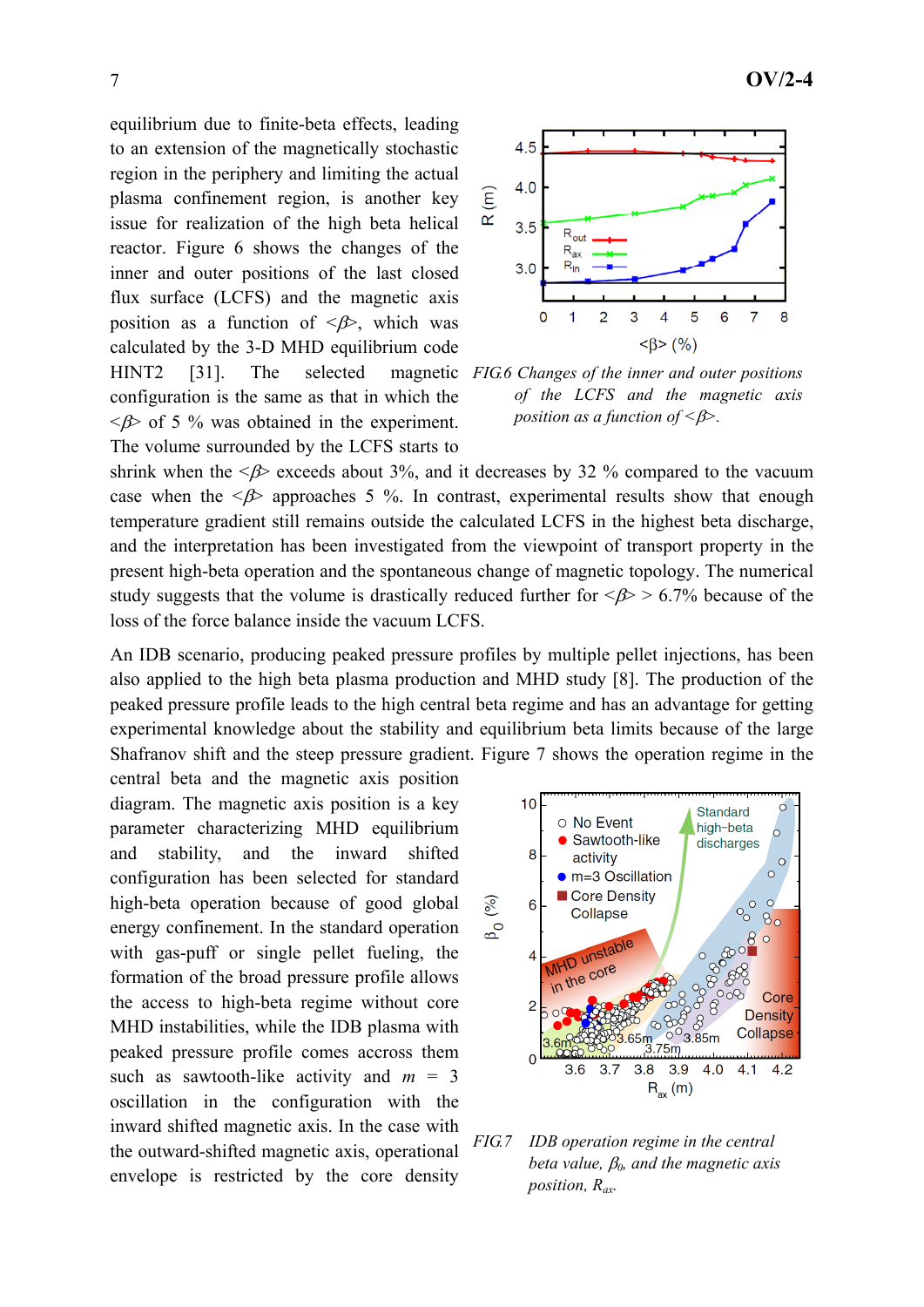equilibrium due to finite-beta effects, leading to an extension of the magnetically stochastic region in the periphery and limiting the actual plasma confinement region, is another key issue for realization of the high beta helical reactor. Figure 6 shows the changes of the inner and outer positions of the last closed flux surface (LCFS) and the magnetic axis position as a function of $<\beta>$, which was calculated by the 3-D MHD equilibrium code HINT2 [31]. The selected magnetic configuration is the same as that in which the $<\beta>$ of 5 % was obtained in the experiment. The volume surrounded by the LCFS starts to shrink when the $<\beta>$ exceeds about 3%, and it decreases by 32 % compared to the vacuum case when the $<\beta>$ approaches 5 %. In contrast, experimental results show that enough temperature gradient still remains outside the calculated LCFS in the highest beta discharge, and the interpretation has been investigated from the viewpoint of transport property in the present high-beta operation and the spontaneous change of magnetic topology. The numerical study suggests that the volume is drastically reduced further for $<\beta>$ > 6.7% because of the loss of the force balance inside the vacuum LCFS.

*FIG.6 Changes of the inner and outer positions of the LCFS and the magnetic axis position as a function of $<\beta>$.*

An IDB scenario, producing peaked pressure profiles by multiple pellet injections, has been also applied to the high beta plasma production and MHD study [8]. The production of the peaked pressure profile leads to the high central beta regime and has an advantage for getting experimental knowledge about the stability and equilibrium beta limits because of the large Shafranov shift and the steep pressure gradient. Figure 7 shows the operation regime in the central beta and the magnetic axis position diagram. The magnetic axis position is a key parameter characterizing MHD equilibrium and stability, and the inward shifted configuration has been selected for standard high-beta operation because of good global energy confinement. In the standard operation with gas-puff or single pellet fueling, the formation of the broad pressure profile allows the access to high-beta regime without core MHD instabilities, while the IDB plasma with peaked pressure profile comes accross them such as sawtooth-like activity and $m$ = 3 oscillation in the configuration with the inward shifted magnetic axis. In the case with the outward-shifted magnetic axis, operational envelope is restricted by the core density

*FIG.7 IDB operation regime in the central beta value, $\beta_0$, and the magnetic axis position, $R_{ax}$.*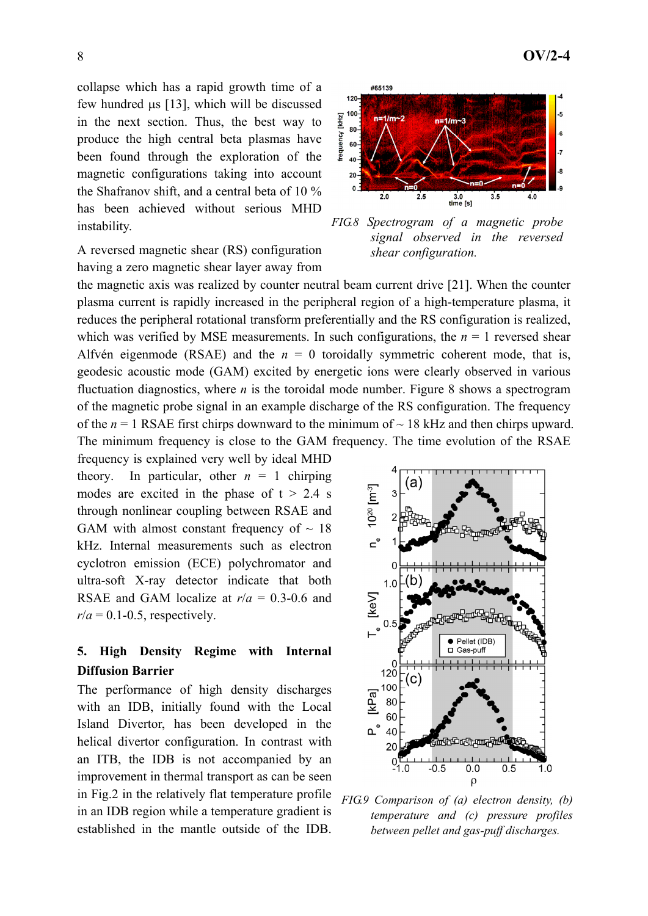collapse which has a rapid growth time of a few hundred μs [13], which will be discussed in the next section. Thus, the best way to produce the high central beta plasmas have been found through the exploration of the magnetic configurations taking into account the Shafranov shift, and a central beta of 10 % has been achieved without serious MHD instability.

FIG.8 Spectrogram of a magnetic probe signal observed in the reversed shear configuration.

A reversed magnetic shear (RS) configuration having a zero magnetic shear layer away from the magnetic axis was realized by counter neutral beam current drive [21]. When the counter plasma current is rapidly increased in the peripheral region of a high-temperature plasma, it reduces the peripheral rotational transform preferentially and the RS configuration is realized, which was verified by MSE measurements. In such configurations, the $n$ = 1 reversed shear Alfvén eigenmode (RSAE) and the $n$ = 0 toroidally symmetric coherent mode, that is, geodesic acoustic mode (GAM) excited by energetic ions were clearly observed in various fluctuation diagnostics, where $n$ is the toroidal mode number. Figure 8 shows a spectrogram of the magnetic probe signal in an example discharge of the RS configuration. The frequency of the $n$ = 1 RSAE first chirps downward to the minimum of ~ 18 kHz and then chirps upward. The minimum frequency is close to the GAM frequency. The time evolution of the RSAE frequency is explained very well by ideal MHD theory. In particular, other $n$ = 1 chirping modes are excited in the phase of t > 2.4 s through nonlinear coupling between RSAE and GAM with almost constant frequency of ~ 18 kHz. Internal measurements such as electron cyclotron emission (ECE) polychromator and ultra-soft X-ray detector indicate that both RSAE and GAM localize at $r/a$ = 0.3-0.6 and $r/a$ = 0.1-0.5, respectively.

## 5. High Density Regime with Internal Diffusion Barrier

The performance of high density discharges with an IDB, initially found with the Local Island Divertor, has been developed in the helical divertor configuration. In contrast with an ITB, the IDB is not accompanied by an improvement in thermal transport as can be seen in Fig.2 in the relatively flat temperature profile in an IDB region while a temperature gradient is established in the mantle outside of the IDB.

FIG.9 Comparison of (a) electron density, (b) temperature and (c) pressure profiles between pellet and gas-puff discharges.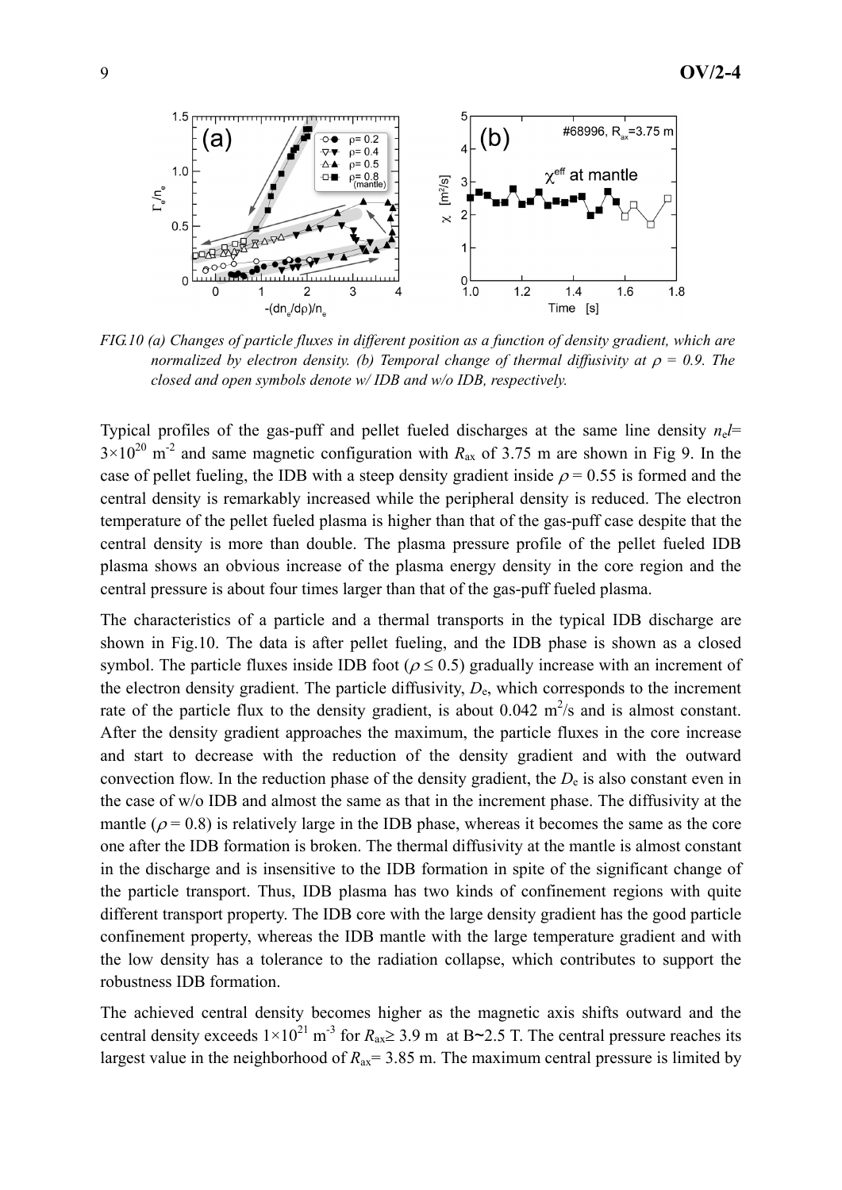*FIG.10 (a) Changes of particle fluxes in different position as a function of density gradient, which are normalized by electron density. (b) Temporal change of thermal diffusivity at $\rho$ = 0.9. The closed and open symbols denote w/ IDB and w/o IDB, respectively.*

Typical profiles of the gas-puff and pellet fueled discharges at the same line density $n_e l$= $3\times10^{20}$ m$^{-2}$ and same magnetic configuration with $R_{ax}$ of 3.75 m are shown in Fig 9. In the case of pellet fueling, the IDB with a steep density gradient inside $\rho$ = 0.55 is formed and the central density is remarkably increased while the peripheral density is reduced. The electron temperature of the pellet fueled plasma is higher than that of the gas-puff case despite that the central density is more than double. The plasma pressure profile of the pellet fueled IDB plasma shows an obvious increase of the plasma energy density in the core region and the central pressure is about four times larger than that of the gas-puff fueled plasma.

The characteristics of a particle and a thermal transports in the typical IDB discharge are shown in Fig.10. The data is after pellet fueling, and the IDB phase is shown as a closed symbol. The particle fluxes inside IDB foot ($\rho \leq 0.5$) gradually increase with an increment of the electron density gradient. The particle diffusivity, $D_e$, which corresponds to the increment rate of the particle flux to the density gradient, is about 0.042 m$^2$/s and is almost constant. After the density gradient approaches the maximum, the particle fluxes in the core increase and start to decrease with the reduction of the density gradient and with the outward convection flow. In the reduction phase of the density gradient, the $D_e$ is also constant even in the case of w/o IDB and almost the same as that in the increment phase. The diffusivity at the mantle ($\rho$ = 0.8) is relatively large in the IDB phase, whereas it becomes the same as the core one after the IDB formation is broken. The thermal diffusivity at the mantle is almost constant in the discharge and is insensitive to the IDB formation in spite of the significant change of the particle transport. Thus, IDB plasma has two kinds of confinement regions with quite different transport property. The IDB core with the large density gradient has the good particle confinement property, whereas the IDB mantle with the large temperature gradient and with the low density has a tolerance to the radiation collapse, which contributes to support the robustness IDB formation.

The achieved central density becomes higher as the magnetic axis shifts outward and the central density exceeds $1\times10^{21}$ m$^{-3}$ for $R_{ax} \geq 3.9$ m at B~2.5 T. The central pressure reaches its largest value in the neighborhood of $R_{ax}$= 3.85 m. The maximum central pressure is limited by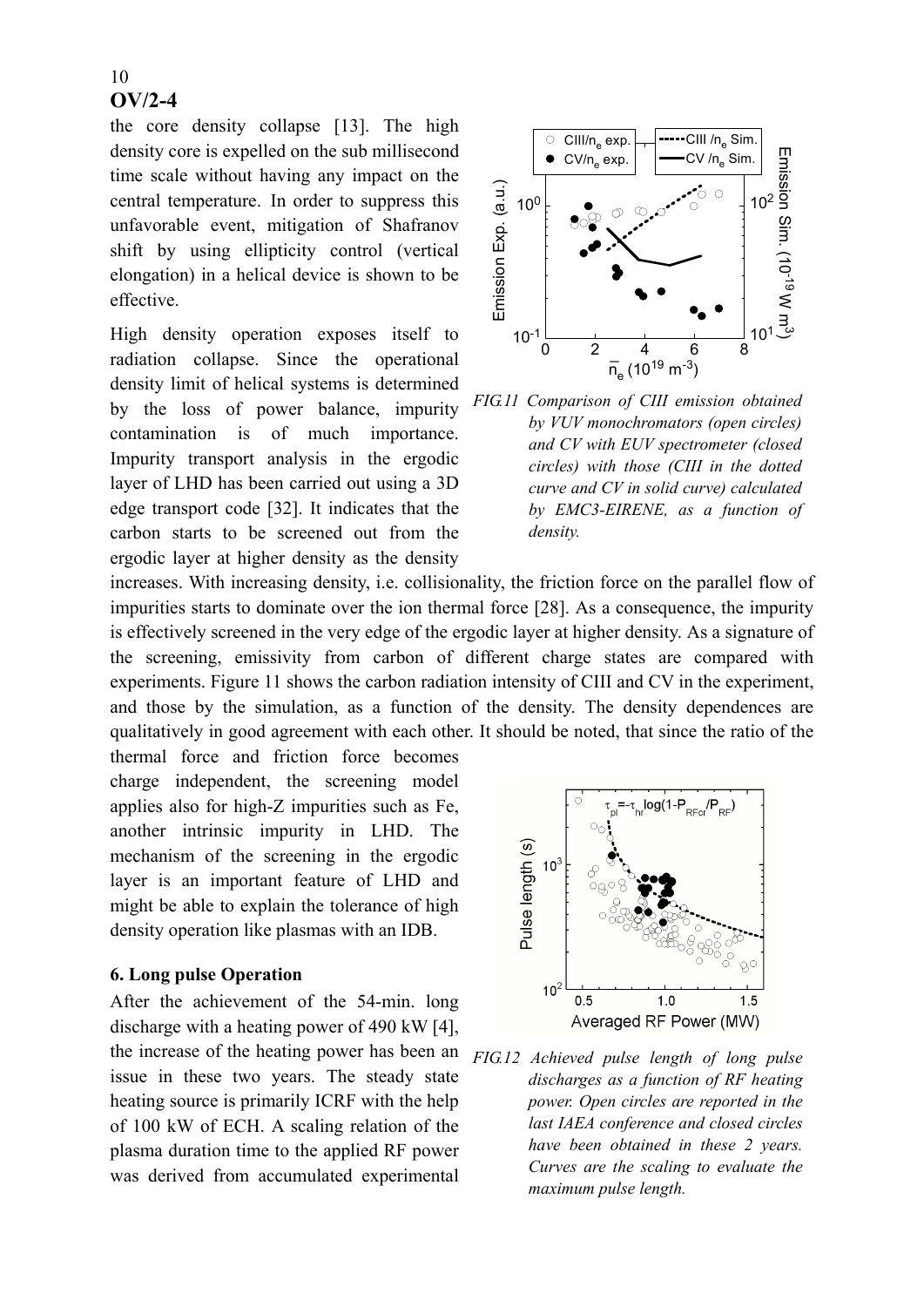the core density collapse [13]. The high density core is expelled on the sub millisecond time scale without having any impact on the central temperature. In order to suppress this unfavorable event, mitigation of Shafranov shift by using ellipticity control (vertical elongation) in a helical device is shown to be effective.

High density operation exposes itself to radiation collapse. Since the operational density limit of helical systems is determined by the loss of power balance, impurity contamination is of much importance. Impurity transport analysis in the ergodic layer of LHD has been carried out using a 3D edge transport code [32]. It indicates that the carbon starts to be screened out from the ergodic layer at higher density as the density increases. With increasing density, i.e. collisionality, the friction force on the parallel flow of impurities starts to dominate over the ion thermal force [28]. As a consequence, the impurity is effectively screened in the very edge of the ergodic layer at higher density. As a signature of the screening, emissivity from carbon of different charge states are compared with experiments. Figure 11 shows the carbon radiation intensity of CIII and CV in the experiment, and those by the simulation, as a function of the density. The density dependences are qualitatively in good agreement with each other. It should be noted, that since the ratio of the thermal force and friction force becomes charge independent, the screening model applies also for high-Z impurities such as Fe, another intrinsic impurity in LHD. The mechanism of the screening in the ergodic layer is an important feature of LHD and might be able to explain the tolerance of high density operation like plasmas with an IDB.

*FIG.11 Comparison of CIII emission obtained by VUV monochromators (open circles) and CV with EUV spectrometer (closed circles) with those (CIII in the dotted curve and CV in solid curve) calculated by EMC3-EIRENE, as a function of density.*

## 6. Long pulse Operation

After the achievement of the 54-min. long discharge with a heating power of 490 kW [4], the increase of the heating power has been an issue in these two years. The steady state heating source is primarily ICRF with the help of 100 kW of ECH. A scaling relation of the plasma duration time to the applied RF power was derived from accumulated experimental

*FIG.12 Achieved pulse length of long pulse discharges as a function of RF heating power. Open circles are reported in the last IAEA conference and closed circles have been obtained in these 2 years. Curves are the scaling to evaluate the maximum pulse length.*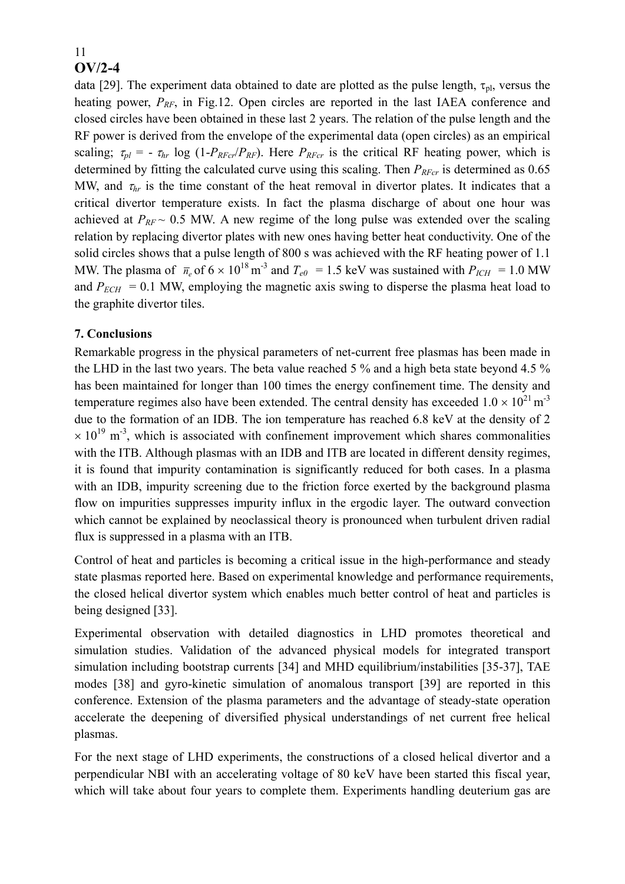data [29]. The experiment data obtained to date are plotted as the pulse length, $\tau_{pl}$, versus the heating power, $P_{RF}$, in Fig.12. Open circles are reported in the last IAEA conference and closed circles have been obtained in these last 2 years. The relation of the pulse length and the RF power is derived from the envelope of the experimental data (open circles) as an empirical scaling; $\tau_{pl} = - \tau_{hr} \log (1-P_{RFcr}/P_{RF})$. Here $P_{RFcr}$ is the critical RF heating power, which is determined by fitting the calculated curve using this scaling. Then $P_{RFcr}$ is determined as 0.65 MW, and $\tau_{hr}$ is the time constant of the heat removal in divertor plates. It indicates that a critical divertor temperature exists. In fact the plasma discharge of about one hour was achieved at $P_{RF} \sim 0.5$ MW. A new regime of the long pulse was extended over the scaling relation by replacing divertor plates with new ones having better heat conductivity. One of the solid circles shows that a pulse length of 800 s was achieved with the RF heating power of 1.1 MW. The plasma of $\bar{n}_e$ of $6 \times 10^{18}$ m$^{-3}$ and $T_{e0}$ = 1.5 keV was sustained with $P_{ICH}$ = 1.0 MW and $P_{ECH}$ = 0.1 MW, employing the magnetic axis swing to disperse the plasma heat load to the graphite divertor tiles.

## 7. Conclusions

Remarkable progress in the physical parameters of net-current free plasmas has been made in the LHD in the last two years. The beta value reached 5 % and a high beta state beyond 4.5 % has been maintained for longer than 100 times the energy confinement time. The density and temperature regimes also have been extended. The central density has exceeded $1.0 \times 10^{21}$ m$^{-3}$ due to the formation of an IDB. The ion temperature has reached 6.8 keV at the density of $2 \times 10^{19}$ m$^{-3}$, which is associated with confinement improvement which shares commonalities with the ITB. Although plasmas with an IDB and ITB are located in different density regimes, it is found that impurity contamination is significantly reduced for both cases. In a plasma with an IDB, impurity screening due to the friction force exerted by the background plasma flow on impurities suppresses impurity influx in the ergodic layer. The outward convection which cannot be explained by neoclassical theory is pronounced when turbulent driven radial flux is suppressed in a plasma with an ITB.

Control of heat and particles is becoming a critical issue in the high-performance and steady state plasmas reported here. Based on experimental knowledge and performance requirements, the closed helical divertor system which enables much better control of heat and particles is being designed [33].

Experimental observation with detailed diagnostics in LHD promotes theoretical and simulation studies. Validation of the advanced physical models for integrated transport simulation including bootstrap currents [34] and MHD equilibrium/instabilities [35-37], TAE modes [38] and gyro-kinetic simulation of anomalous transport [39] are reported in this conference. Extension of the plasma parameters and the advantage of steady-state operation accelerate the deepening of diversified physical understandings of net current free helical plasmas.

For the next stage of LHD experiments, the constructions of a closed helical divertor and a perpendicular NBI with an accelerating voltage of 80 keV have been started this fiscal year, which will take about four years to complete them. Experiments handling deuterium gas are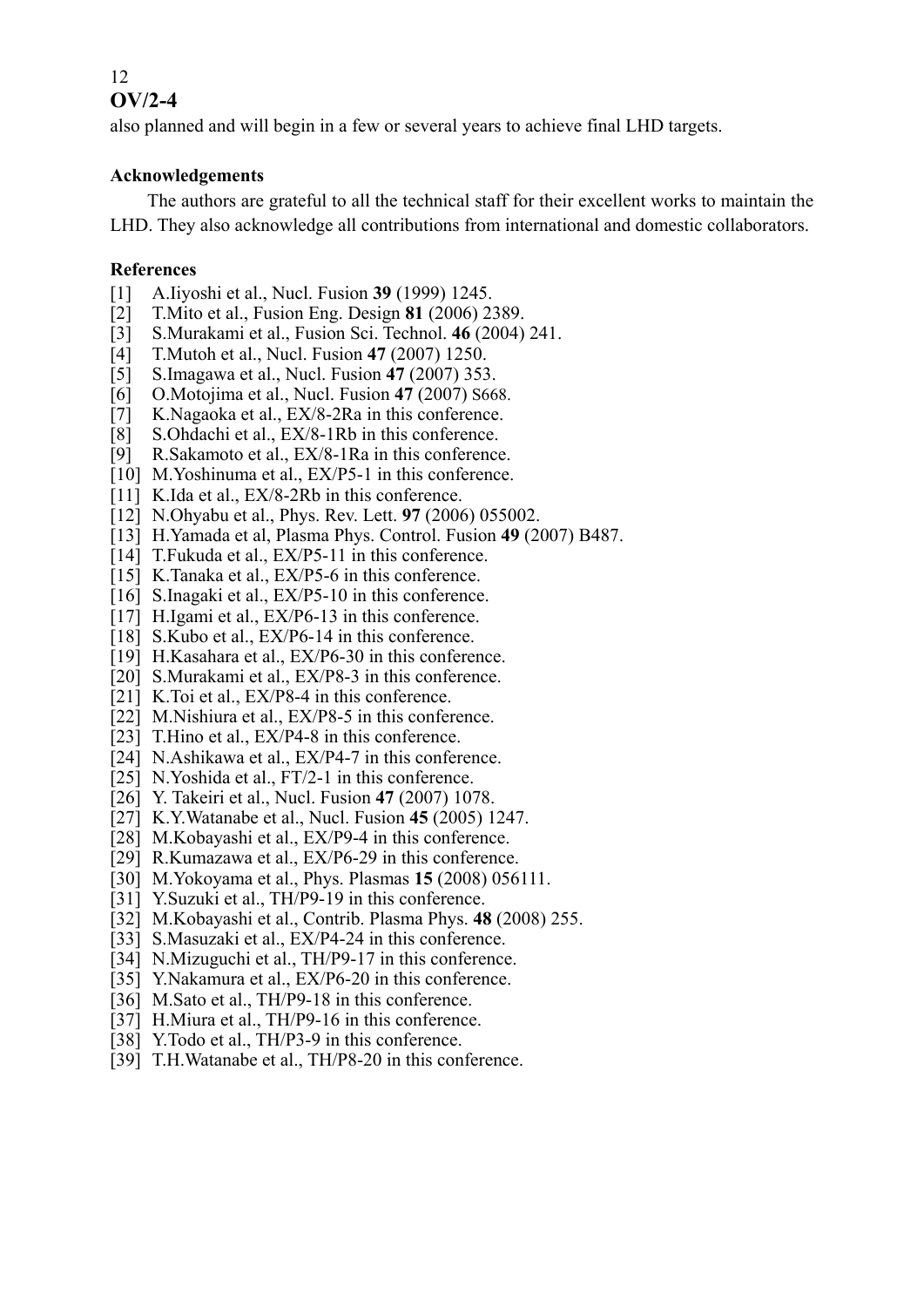also planned and will begin in a few or several years to achieve final LHD targets.

### Acknowledgements

The authors are grateful to all the technical staff for their excellent works to maintain the LHD. They also acknowledge all contributions from international and domestic collaborators.

### References

[1] A.Iiyoshi et al., Nucl. Fusion **39** (1999) 1245.
[2] T.Mito et al., Fusion Eng. Design **81** (2006) 2389.
[3] S.Murakami et al., Fusion Sci. Technol. **46** (2004) 241.
[4] T.Mutoh et al., Nucl. Fusion **47** (2007) 1250.
[5] S.Imagawa et al., Nucl. Fusion **47** (2007) 353.
[6] O.Motojima et al., Nucl. Fusion **47** (2007) S668.
[7] K.Nagaoka et al., EX/8-2Ra in this conference.
[8] S.Ohdachi et al., EX/8-1Rb in this conference.
[9] R.Sakamoto et al., EX/8-1Ra in this conference.
[10] M.Yoshinuma et al., EX/P5-1 in this conference.
[11] K.Ida et al., EX/8-2Rb in this conference.
[12] N.Ohyabu et al., Phys. Rev. Lett. **97** (2006) 055002.
[13] H.Yamada et al, Plasma Phys. Control. Fusion **49** (2007) B487.
[14] T.Fukuda et al., EX/P5-11 in this conference.
[15] K.Tanaka et al., EX/P5-6 in this conference.
[16] S.Inagaki et al., EX/P5-10 in this conference.
[17] H.Igami et al., EX/P6-13 in this conference.
[18] S.Kubo et al., EX/P6-14 in this conference.
[19] H.Kasahara et al., EX/P6-30 in this conference.
[20] S.Murakami et al., EX/P8-3 in this conference.
[21] K.Toi et al., EX/P8-4 in this conference.
[22] M.Nishiura et al., EX/P8-5 in this conference.
[23] T.Hino et al., EX/P4-8 in this conference.
[24] N.Ashikawa et al., EX/P4-7 in this conference.
[25] N.Yoshida et al., FT/2-1 in this conference.
[26] Y. Takeiri et al., Nucl. Fusion **47** (2007) 1078.
[27] K.Y.Watanabe et al., Nucl. Fusion **45** (2005) 1247.
[28] M.Kobayashi et al., EX/P9-4 in this conference.
[29] R.Kumazawa et al., EX/P6-29 in this conference.
[30] M.Yokoyama et al., Phys. Plasmas **15** (2008) 056111.
[31] Y.Suzuki et al., TH/P9-19 in this conference.
[32] M.Kobayashi et al., Contrib. Plasma Phys. **48** (2008) 255.
[33] S.Masuzaki et al., EX/P4-24 in this conference.
[34] N.Mizuguchi et al., TH/P9-17 in this conference.
[35] Y.Nakamura et al., EX/P6-20 in this conference.
[36] M.Sato et al., TH/P9-18 in this conference.
[37] H.Miura et al., TH/P9-16 in this conference.
[38] Y.Todo et al., TH/P3-9 in this conference.
[39] T.H.Watanabe et al., TH/P8-20 in this conference.